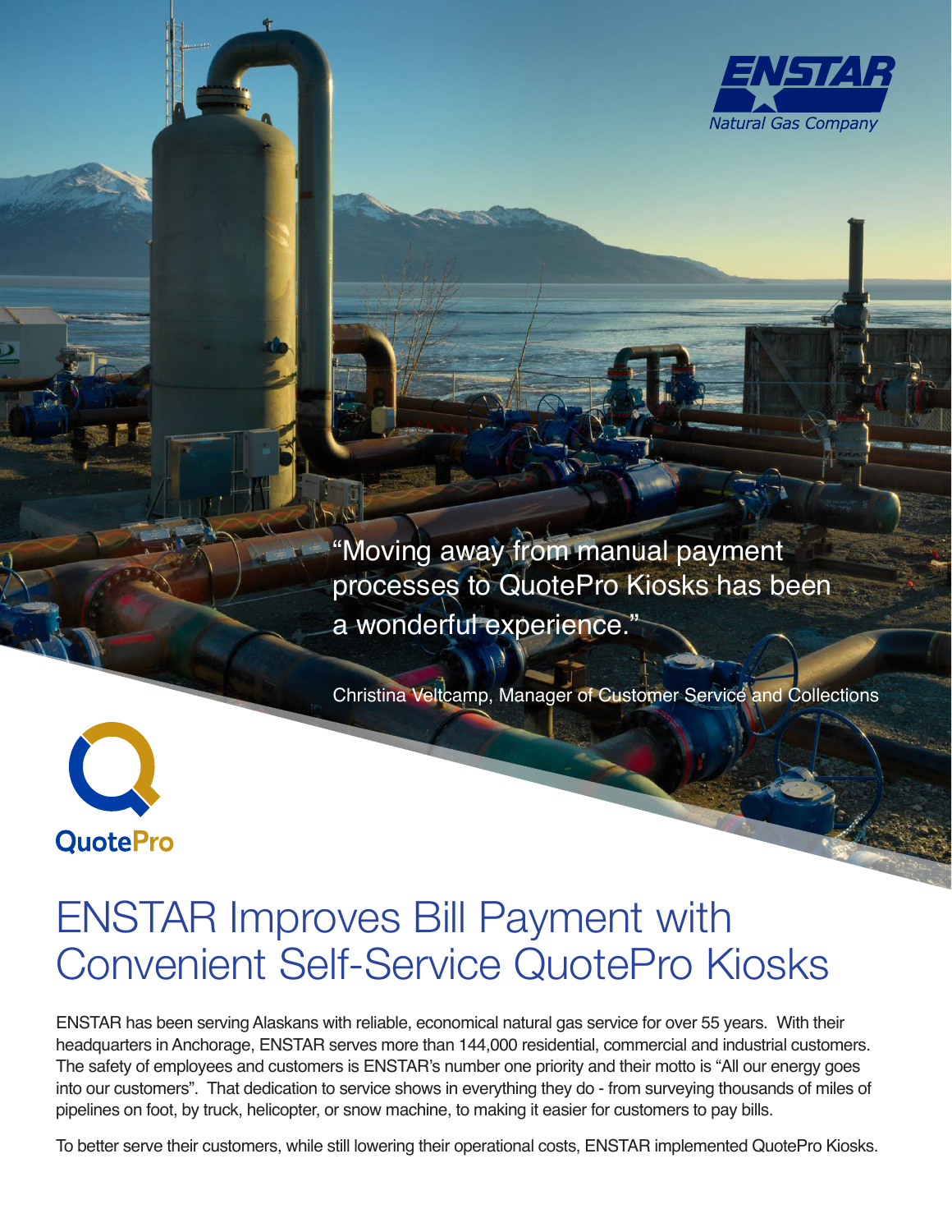ENSTAR
Natural Gas Company

"Moving away from manual payment processes to QuotePro Kiosks has been a wonderful experience."

Christina Veltcamp, Manager of Customer Service and Collections

QuotePro

# ENSTAR Improves Bill Payment with Convenient Self-Service QuotePro Kiosks

ENSTAR has been serving Alaskans with reliable, economical natural gas service for over 55 years. With their headquarters in Anchorage, ENSTAR serves more than 144,000 residential, commercial and industrial customers. The safety of employees and customers is ENSTAR's number one priority and their motto is "All our energy goes into our customers". That dedication to service shows in everything they do - from surveying thousands of miles of pipelines on foot, by truck, helicopter, or snow machine, to making it easier for customers to pay bills.

To better serve their customers, while still lowering their operational costs, ENSTAR implemented QuotePro Kiosks.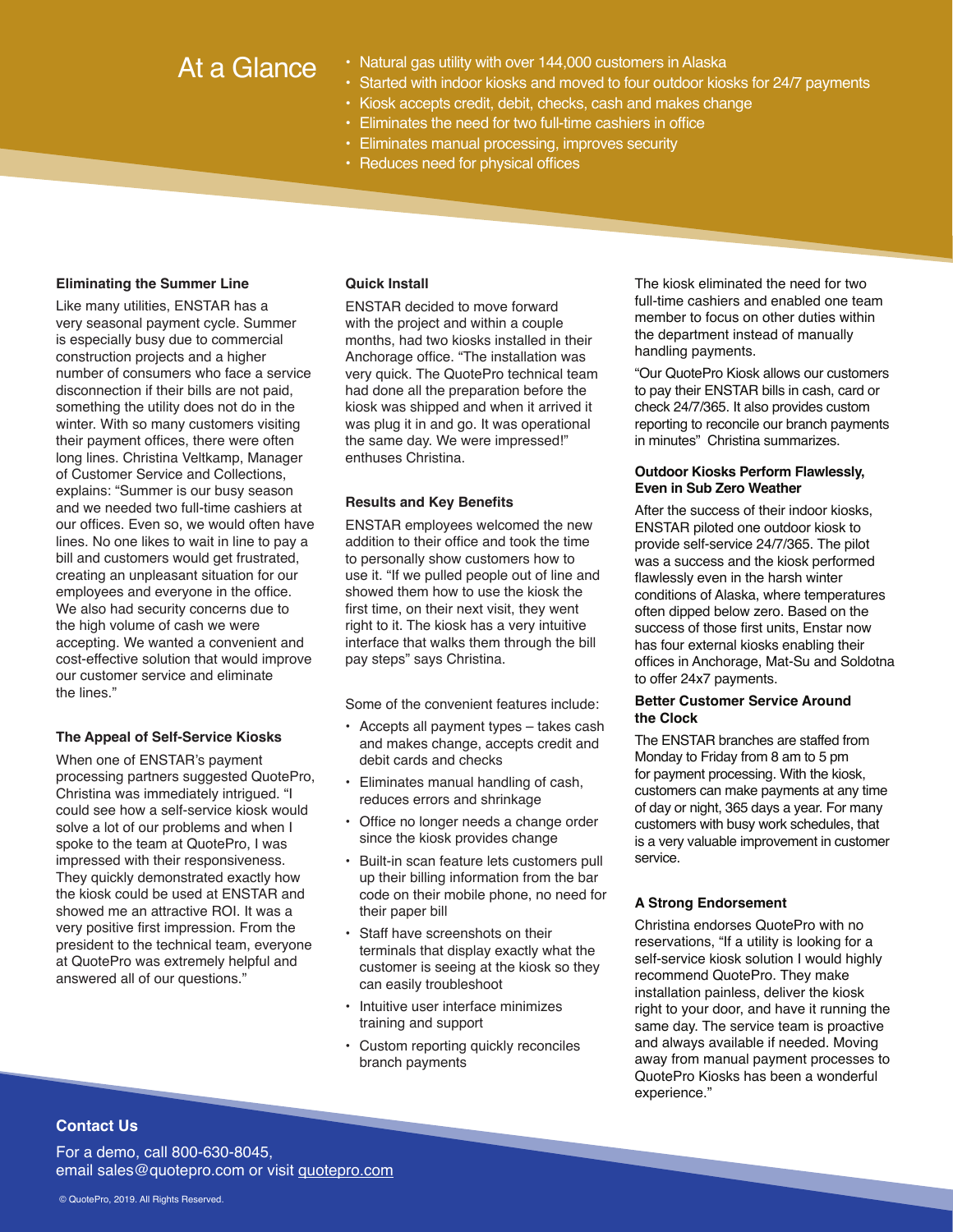## At a Glance

- Natural gas utility with over 144,000 customers in Alaska
- Started with indoor kiosks and moved to four outdoor kiosks for 24/7 payments
- Kiosk accepts credit, debit, checks, cash and makes change
- Eliminates the need for two full-time cashiers in office
- Eliminates manual processing, improves security
- Reduces need for physical offices

**Eliminating the Summer Line**

Like many utilities, ENSTAR has a very seasonal payment cycle. Summer is especially busy due to commercial construction projects and a higher number of consumers who face a service disconnection if their bills are not paid, something the utility does not do in the winter. With so many customers visiting their payment offices, there were often long lines. Christina Veltkamp, Manager of Customer Service and Collections, explains: "Summer is our busy season and we needed two full-time cashiers at our offices. Even so, we would often have lines. No one likes to wait in line to pay a bill and customers would get frustrated, creating an unpleasant situation for our employees and everyone in the office. We also had security concerns due to the high volume of cash we were accepting. We wanted a convenient and cost-effective solution that would improve our customer service and eliminate the lines."

**The Appeal of Self-Service Kiosks**

When one of ENSTAR's payment processing partners suggested QuotePro, Christina was immediately intrigued. "I could see how a self-service kiosk would solve a lot of our problems and when I spoke to the team at QuotePro, I was impressed with their responsiveness. They quickly demonstrated exactly how the kiosk could be used at ENSTAR and showed me an attractive ROI. It was a very positive first impression. From the president to the technical team, everyone at QuotePro was extremely helpful and answered all of our questions."

**Quick Install**

ENSTAR decided to move forward with the project and within a couple months, had two kiosks installed in their Anchorage office. "The installation was very quick. The QuotePro technical team had done all the preparation before the kiosk was shipped and when it arrived it was plug it in and go. It was operational the same day. We were impressed!" enthuses Christina.

**Results and Key Benefits**

ENSTAR employees welcomed the new addition to their office and took the time to personally show customers how to use it. "If we pulled people out of line and showed them how to use the kiosk the first time, on their next visit, they went right to it. The kiosk has a very intuitive interface that walks them through the bill pay steps" says Christina.

Some of the convenient features include:

- Accepts all payment types – takes cash and makes change, accepts credit and debit cards and checks
- Eliminates manual handling of cash, reduces errors and shrinkage
- Office no longer needs a change order since the kiosk provides change
- Built-in scan feature lets customers pull up their billing information from the bar code on their mobile phone, no need for their paper bill
- Staff have screenshots on their terminals that display exactly what the customer is seeing at the kiosk so they can easily troubleshoot
- Intuitive user interface minimizes training and support
- Custom reporting quickly reconciles branch payments

The kiosk eliminated the need for two full-time cashiers and enabled one team member to focus on other duties within the department instead of manually handling payments.

"Our QuotePro Kiosk allows our customers to pay their ENSTAR bills in cash, card or check 24/7/365. It also provides custom reporting to reconcile our branch payments in minutes" Christina summarizes.

**Outdoor Kiosks Perform Flawlessly, Even in Sub Zero Weather**

After the success of their indoor kiosks, ENSTAR piloted one outdoor kiosk to provide self-service 24/7/365. The pilot was a success and the kiosk performed flawlessly even in the harsh winter conditions of Alaska, where temperatures often dipped below zero. Based on the success of those first units, Enstar now has four external kiosks enabling their offices in Anchorage, Mat-Su and Soldotna to offer 24x7 payments.

**Better Customer Service Around the Clock**

The ENSTAR branches are staffed from Monday to Friday from 8 am to 5 pm for payment processing. With the kiosk, customers can make payments at any time of day or night, 365 days a year. For many customers with busy work schedules, that is a very valuable improvement in customer service.

**A Strong Endorsement**

Christina endorses QuotePro with no reservations, "If a utility is looking for a self-service kiosk solution I would highly recommend QuotePro. They make installation painless, deliver the kiosk right to your door, and have it running the same day. The service team is proactive and always available if needed. Moving away from manual payment processes to QuotePro Kiosks has been a wonderful experience."

**Contact Us**

For a demo, call 800-630-8045, email sales@quotepro.com or visit quotepro.com

© QuotePro, 2019. All Rights Reserved.